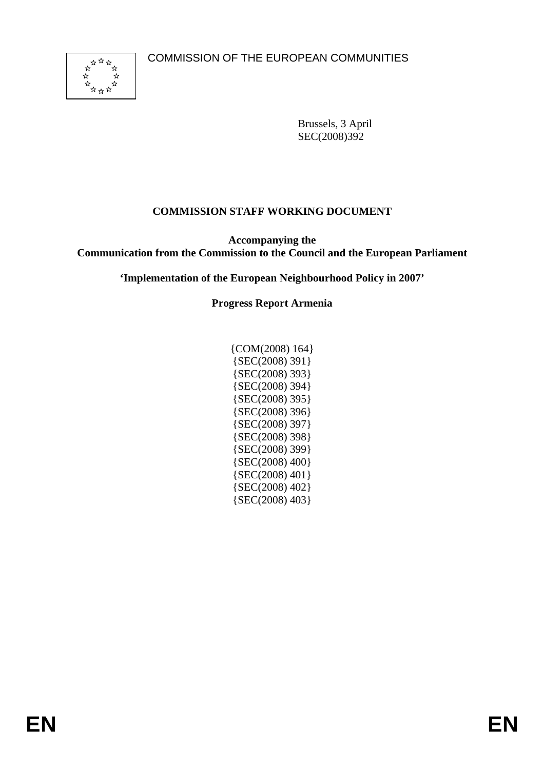COMMISSION OF THE EUROPEAN COMMUNITIES

Brussels, 3 April
SEC(2008)392

# COMMISSION STAFF WORKING DOCUMENT

**Accompanying the**
**Communication from the Commission to the Council and the European Parliament**

**'Implementation of the European Neighbourhood Policy in 2007'**

**Progress Report Armenia**

{COM(2008) 164}
{SEC(2008) 391}
{SEC(2008) 393}
{SEC(2008) 394}
{SEC(2008) 395}
{SEC(2008) 396}
{SEC(2008) 397}
{SEC(2008) 398}
{SEC(2008) 399}
{SEC(2008) 400}
{SEC(2008) 401}
{SEC(2008) 402}
{SEC(2008) 403}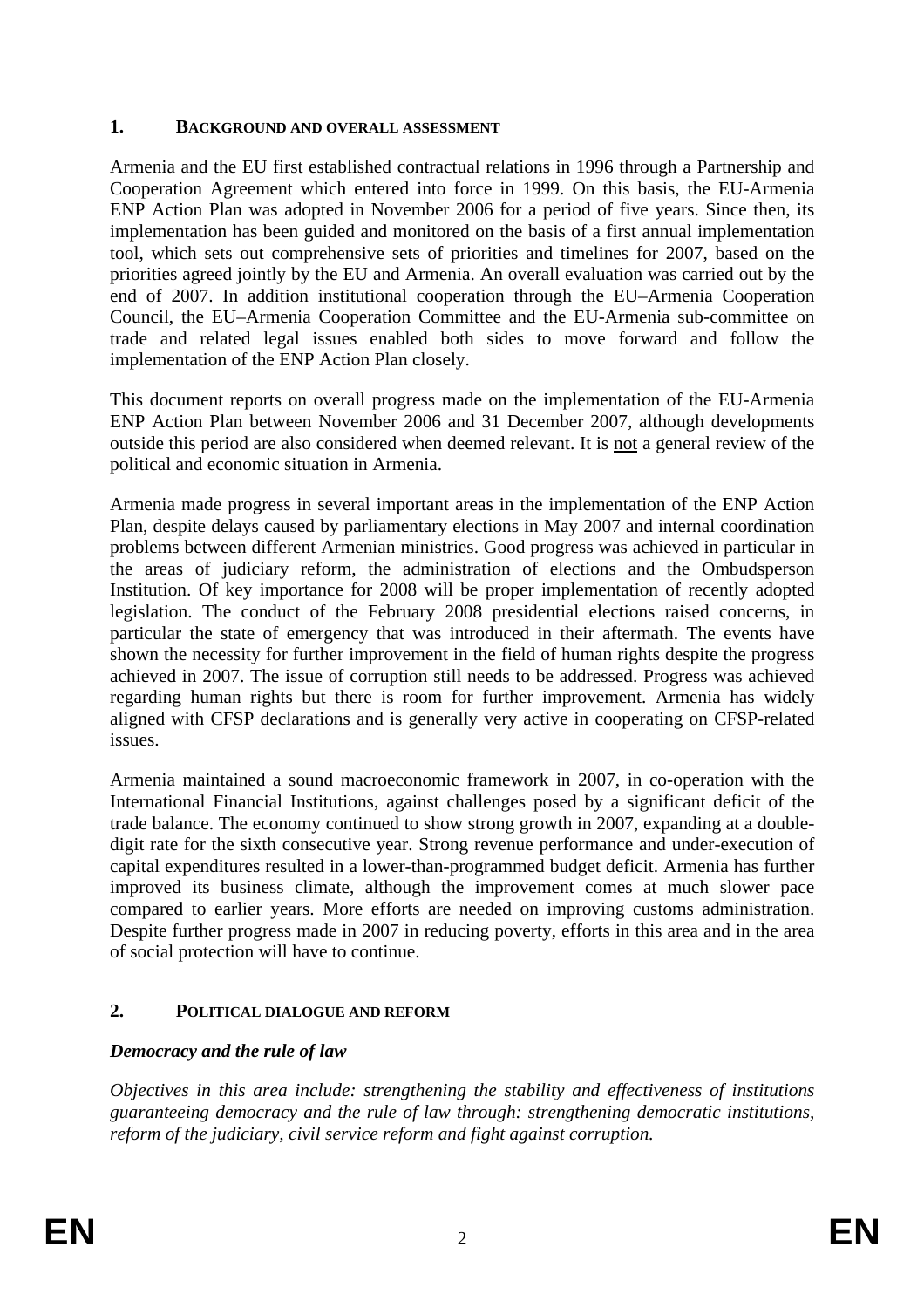## 1. BACKGROUND AND OVERALL ASSESSMENT

Armenia and the EU first established contractual relations in 1996 through a Partnership and Cooperation Agreement which entered into force in 1999. On this basis, the EU-Armenia ENP Action Plan was adopted in November 2006 for a period of five years. Since then, its implementation has been guided and monitored on the basis of a first annual implementation tool, which sets out comprehensive sets of priorities and timelines for 2007, based on the priorities agreed jointly by the EU and Armenia. An overall evaluation was carried out by the end of 2007. In addition institutional cooperation through the EU–Armenia Cooperation Council, the EU–Armenia Cooperation Committee and the EU-Armenia sub-committee on trade and related legal issues enabled both sides to move forward and follow the implementation of the ENP Action Plan closely.

This document reports on overall progress made on the implementation of the EU-Armenia ENP Action Plan between November 2006 and 31 December 2007, although developments outside this period are also considered when deemed relevant. It is not a general review of the political and economic situation in Armenia.

Armenia made progress in several important areas in the implementation of the ENP Action Plan, despite delays caused by parliamentary elections in May 2007 and internal coordination problems between different Armenian ministries. Good progress was achieved in particular in the areas of judiciary reform, the administration of elections and the Ombudsperson Institution. Of key importance for 2008 will be proper implementation of recently adopted legislation. The conduct of the February 2008 presidential elections raised concerns, in particular the state of emergency that was introduced in their aftermath. The events have shown the necessity for further improvement in the field of human rights despite the progress achieved in 2007. The issue of corruption still needs to be addressed. Progress was achieved regarding human rights but there is room for further improvement. Armenia has widely aligned with CFSP declarations and is generally very active in cooperating on CFSP-related issues.

Armenia maintained a sound macroeconomic framework in 2007, in co-operation with the International Financial Institutions, against challenges posed by a significant deficit of the trade balance. The economy continued to show strong growth in 2007, expanding at a double-digit rate for the sixth consecutive year. Strong revenue performance and under-execution of capital expenditures resulted in a lower-than-programmed budget deficit. Armenia has further improved its business climate, although the improvement comes at much slower pace compared to earlier years. More efforts are needed on improving customs administration. Despite further progress made in 2007 in reducing poverty, efforts in this area and in the area of social protection will have to continue.

## 2. POLITICAL DIALOGUE AND REFORM

### *Democracy and the rule of law*

*Objectives in this area include: strengthening the stability and effectiveness of institutions guaranteeing democracy and the rule of law through: strengthening democratic institutions, reform of the judiciary, civil service reform and fight against corruption.*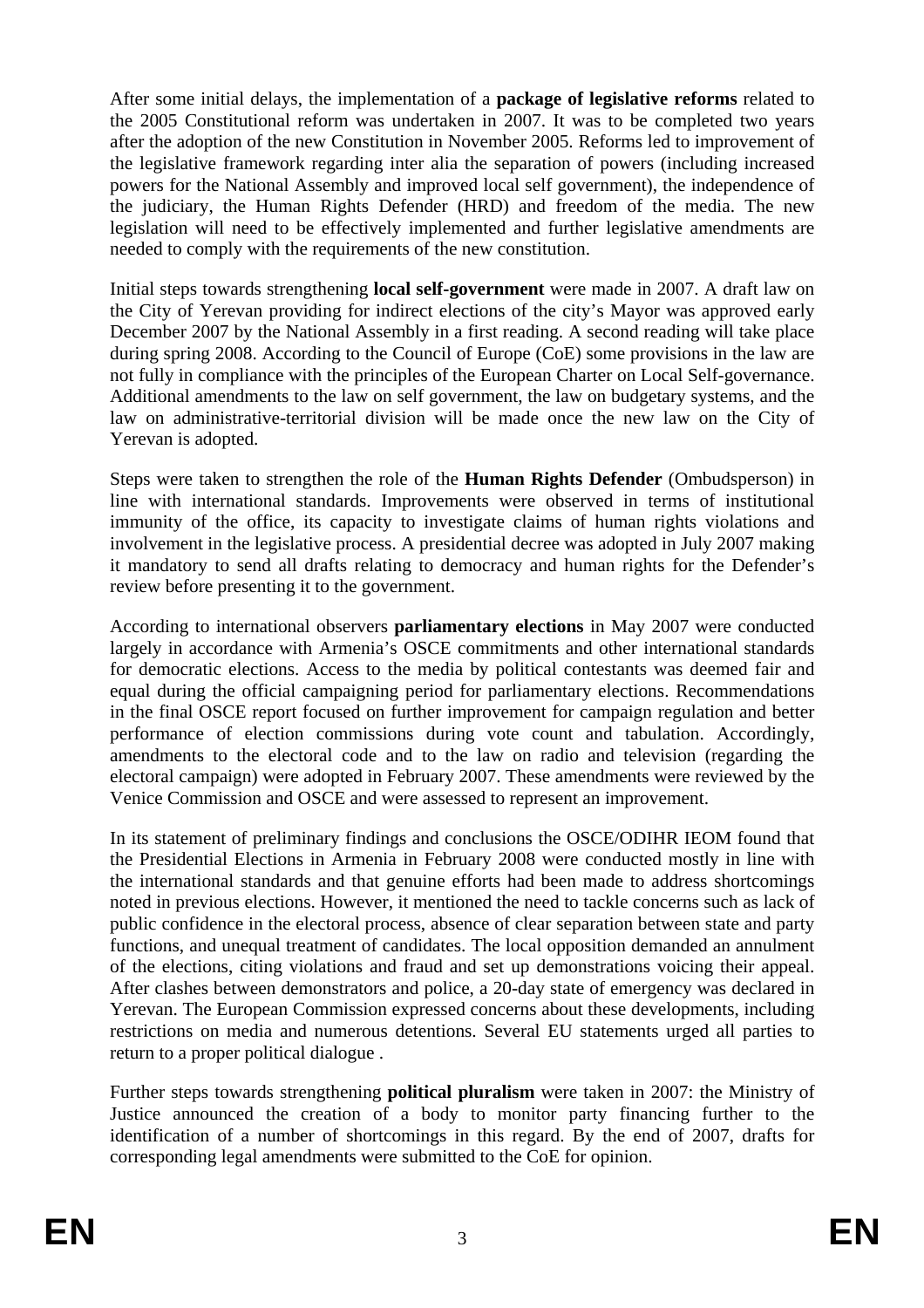After some initial delays, the implementation of a **package of legislative reforms** related to the 2005 Constitutional reform was undertaken in 2007. It was to be completed two years after the adoption of the new Constitution in November 2005. Reforms led to improvement of the legislative framework regarding inter alia the separation of powers (including increased powers for the National Assembly and improved local self government), the independence of the judiciary, the Human Rights Defender (HRD) and freedom of the media. The new legislation will need to be effectively implemented and further legislative amendments are needed to comply with the requirements of the new constitution.

Initial steps towards strengthening **local self-government** were made in 2007. A draft law on the City of Yerevan providing for indirect elections of the city's Mayor was approved early December 2007 by the National Assembly in a first reading. A second reading will take place during spring 2008. According to the Council of Europe (CoE) some provisions in the law are not fully in compliance with the principles of the European Charter on Local Self-governance. Additional amendments to the law on self government, the law on budgetary systems, and the law on administrative-territorial division will be made once the new law on the City of Yerevan is adopted.

Steps were taken to strengthen the role of the **Human Rights Defender** (Ombudsperson) in line with international standards. Improvements were observed in terms of institutional immunity of the office, its capacity to investigate claims of human rights violations and involvement in the legislative process. A presidential decree was adopted in July 2007 making it mandatory to send all drafts relating to democracy and human rights for the Defender's review before presenting it to the government.

According to international observers **parliamentary elections** in May 2007 were conducted largely in accordance with Armenia's OSCE commitments and other international standards for democratic elections. Access to the media by political contestants was deemed fair and equal during the official campaigning period for parliamentary elections. Recommendations in the final OSCE report focused on further improvement for campaign regulation and better performance of election commissions during vote count and tabulation. Accordingly, amendments to the electoral code and to the law on radio and television (regarding the electoral campaign) were adopted in February 2007. These amendments were reviewed by the Venice Commission and OSCE and were assessed to represent an improvement.

In its statement of preliminary findings and conclusions the OSCE/ODIHR IEOM found that the Presidential Elections in Armenia in February 2008 were conducted mostly in line with the international standards and that genuine efforts had been made to address shortcomings noted in previous elections. However, it mentioned the need to tackle concerns such as lack of public confidence in the electoral process, absence of clear separation between state and party functions, and unequal treatment of candidates. The local opposition demanded an annulment of the elections, citing violations and fraud and set up demonstrations voicing their appeal. After clashes between demonstrators and police, a 20-day state of emergency was declared in Yerevan. The European Commission expressed concerns about these developments, including restrictions on media and numerous detentions. Several EU statements urged all parties to return to a proper political dialogue .

Further steps towards strengthening **political pluralism** were taken in 2007: the Ministry of Justice announced the creation of a body to monitor party financing further to the identification of a number of shortcomings in this regard. By the end of 2007, drafts for corresponding legal amendments were submitted to the CoE for opinion.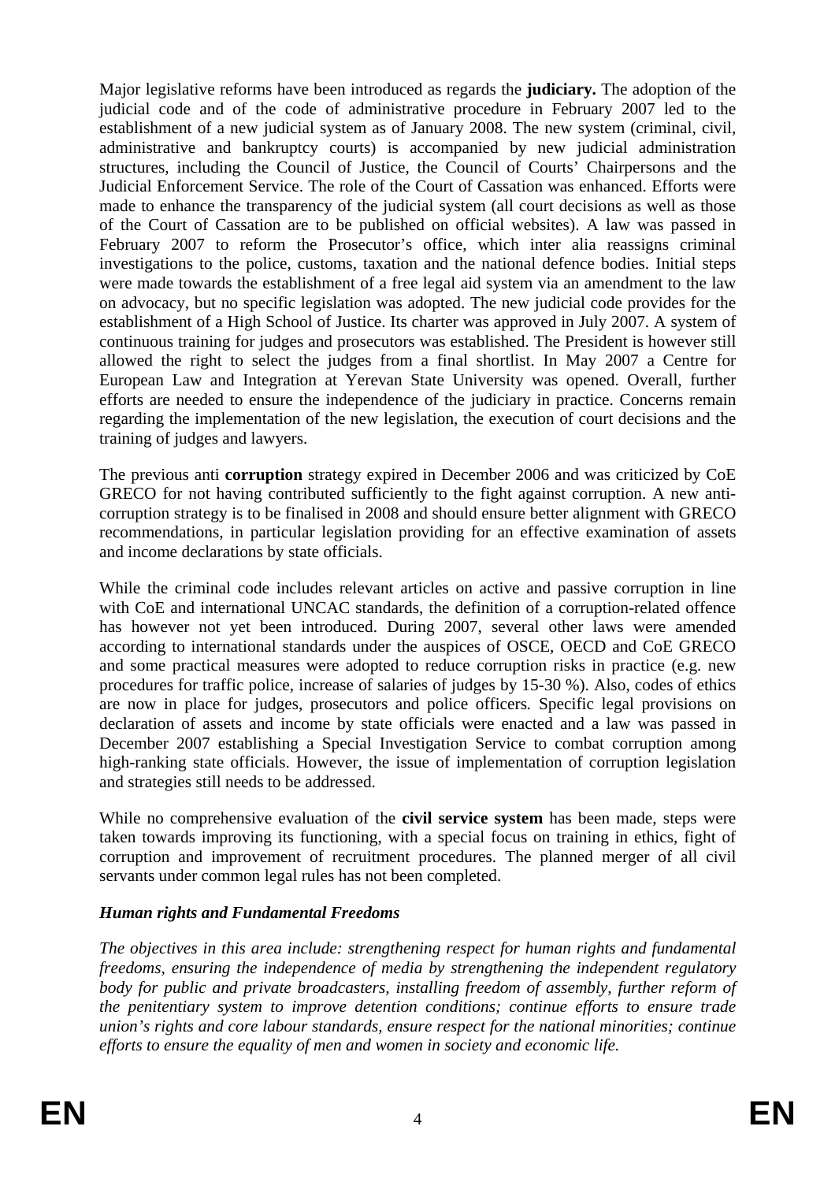Major legislative reforms have been introduced as regards the **judiciary.** The adoption of the judicial code and of the code of administrative procedure in February 2007 led to the establishment of a new judicial system as of January 2008. The new system (criminal, civil, administrative and bankruptcy courts) is accompanied by new judicial administration structures, including the Council of Justice, the Council of Courts' Chairpersons and the Judicial Enforcement Service. The role of the Court of Cassation was enhanced. Efforts were made to enhance the transparency of the judicial system (all court decisions as well as those of the Court of Cassation are to be published on official websites). A law was passed in February 2007 to reform the Prosecutor's office, which inter alia reassigns criminal investigations to the police, customs, taxation and the national defence bodies. Initial steps were made towards the establishment of a free legal aid system via an amendment to the law on advocacy, but no specific legislation was adopted. The new judicial code provides for the establishment of a High School of Justice. Its charter was approved in July 2007. A system of continuous training for judges and prosecutors was established. The President is however still allowed the right to select the judges from a final shortlist. In May 2007 a Centre for European Law and Integration at Yerevan State University was opened. Overall, further efforts are needed to ensure the independence of the judiciary in practice. Concerns remain regarding the implementation of the new legislation, the execution of court decisions and the training of judges and lawyers.

The previous anti **corruption** strategy expired in December 2006 and was criticized by CoE GRECO for not having contributed sufficiently to the fight against corruption. A new anti-corruption strategy is to be finalised in 2008 and should ensure better alignment with GRECO recommendations, in particular legislation providing for an effective examination of assets and income declarations by state officials.

While the criminal code includes relevant articles on active and passive corruption in line with CoE and international UNCAC standards, the definition of a corruption-related offence has however not yet been introduced. During 2007, several other laws were amended according to international standards under the auspices of OSCE, OECD and CoE GRECO and some practical measures were adopted to reduce corruption risks in practice (e.g. new procedures for traffic police, increase of salaries of judges by 15-30 %). Also, codes of ethics are now in place for judges, prosecutors and police officers*.* Specific legal provisions on declaration of assets and income by state officials were enacted and a law was passed in December 2007 establishing a Special Investigation Service to combat corruption among high-ranking state officials. However, the issue of implementation of corruption legislation and strategies still needs to be addressed.

While no comprehensive evaluation of the **civil service system** has been made, steps were taken towards improving its functioning, with a special focus on training in ethics, fight of corruption and improvement of recruitment procedures. The planned merger of all civil servants under common legal rules has not been completed.

***Human rights and Fundamental Freedoms***

*The objectives in this area include: strengthening respect for human rights and fundamental freedoms, ensuring the independence of media by strengthening the independent regulatory body for public and private broadcasters, installing freedom of assembly, further reform of the penitentiary system to improve detention conditions; continue efforts to ensure trade union's rights and core labour standards, ensure respect for the national minorities; continue efforts to ensure the equality of men and women in society and economic life.*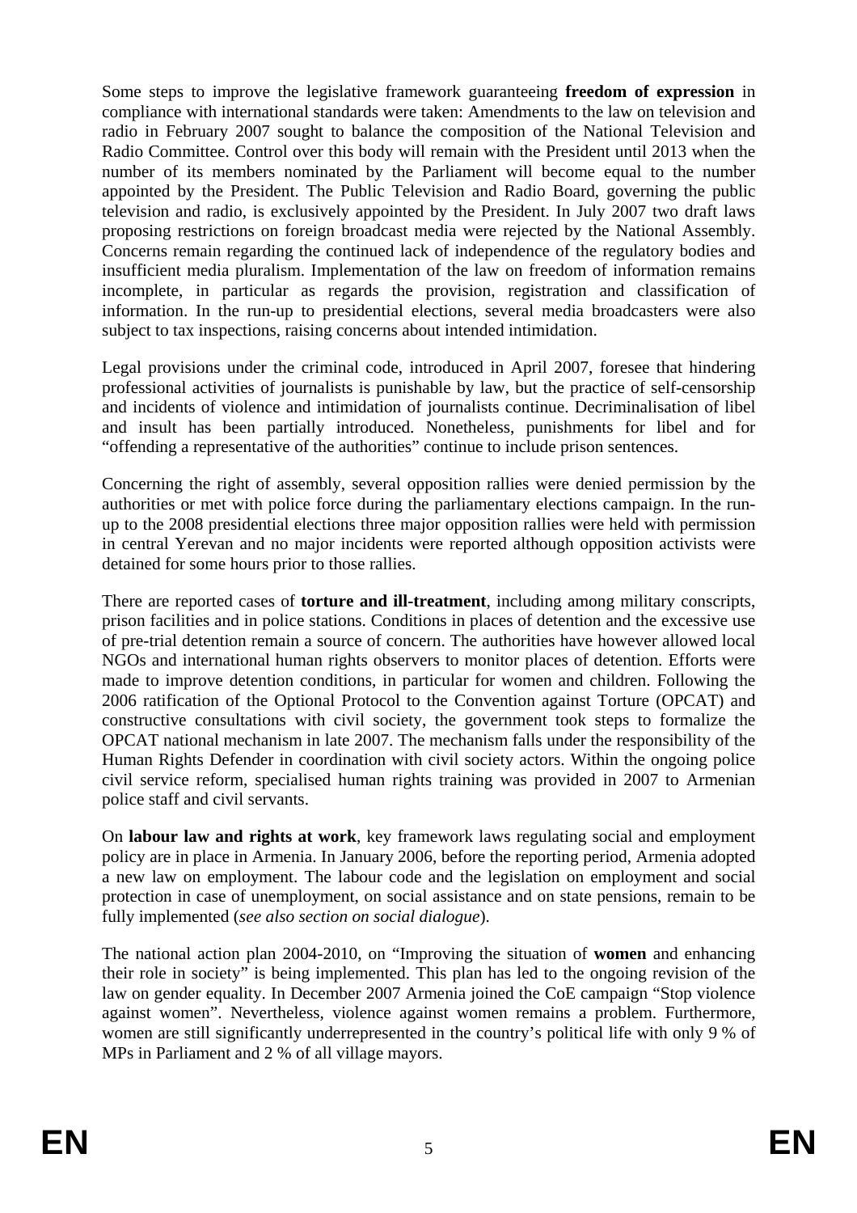Some steps to improve the legislative framework guaranteeing **freedom of expression** in compliance with international standards were taken: Amendments to the law on television and radio in February 2007 sought to balance the composition of the National Television and Radio Committee. Control over this body will remain with the President until 2013 when the number of its members nominated by the Parliament will become equal to the number appointed by the President. The Public Television and Radio Board, governing the public television and radio, is exclusively appointed by the President. In July 2007 two draft laws proposing restrictions on foreign broadcast media were rejected by the National Assembly. Concerns remain regarding the continued lack of independence of the regulatory bodies and insufficient media pluralism. Implementation of the law on freedom of information remains incomplete, in particular as regards the provision, registration and classification of information. In the run-up to presidential elections, several media broadcasters were also subject to tax inspections, raising concerns about intended intimidation.

Legal provisions under the criminal code, introduced in April 2007, foresee that hindering professional activities of journalists is punishable by law, but the practice of self-censorship and incidents of violence and intimidation of journalists continue. Decriminalisation of libel and insult has been partially introduced. Nonetheless, punishments for libel and for "offending a representative of the authorities" continue to include prison sentences.

Concerning the right of assembly, several opposition rallies were denied permission by the authorities or met with police force during the parliamentary elections campaign. In the run-up to the 2008 presidential elections three major opposition rallies were held with permission in central Yerevan and no major incidents were reported although opposition activists were detained for some hours prior to those rallies.

There are reported cases of **torture and ill-treatment**, including among military conscripts, prison facilities and in police stations. Conditions in places of detention and the excessive use of pre-trial detention remain a source of concern. The authorities have however allowed local NGOs and international human rights observers to monitor places of detention. Efforts were made to improve detention conditions, in particular for women and children. Following the 2006 ratification of the Optional Protocol to the Convention against Torture (OPCAT) and constructive consultations with civil society, the government took steps to formalize the OPCAT national mechanism in late 2007. The mechanism falls under the responsibility of the Human Rights Defender in coordination with civil society actors. Within the ongoing police civil service reform, specialised human rights training was provided in 2007 to Armenian police staff and civil servants.

On **labour law and rights at work**, key framework laws regulating social and employment policy are in place in Armenia. In January 2006, before the reporting period, Armenia adopted a new law on employment. The labour code and the legislation on employment and social protection in case of unemployment, on social assistance and on state pensions, remain to be fully implemented (*see also section on social dialogue*).

The national action plan 2004-2010, on "Improving the situation of **women** and enhancing their role in society" is being implemented. This plan has led to the ongoing revision of the law on gender equality. In December 2007 Armenia joined the CoE campaign "Stop violence against women". Nevertheless, violence against women remains a problem. Furthermore, women are still significantly underrepresented in the country's political life with only 9 % of MPs in Parliament and 2 % of all village mayors.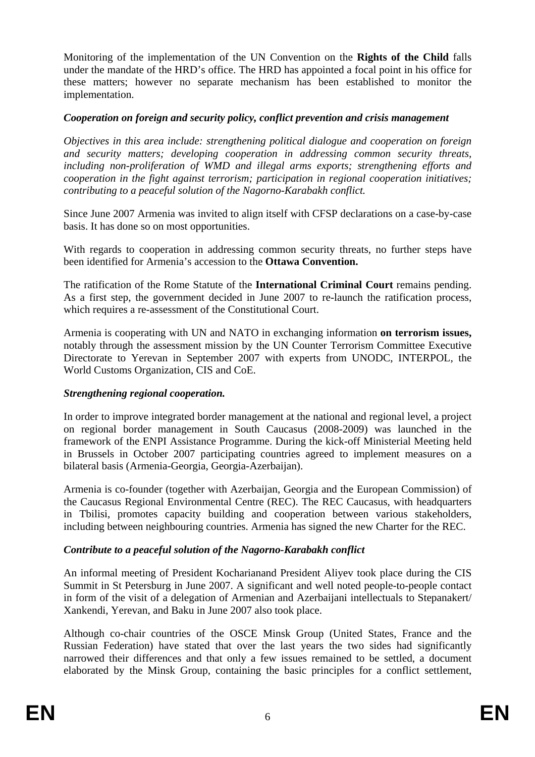Monitoring of the implementation of the UN Convention on the **Rights of the Child** falls under the mandate of the HRD's office. The HRD has appointed a focal point in his office for these matters; however no separate mechanism has been established to monitor the implementation.

***Cooperation on foreign and security policy, conflict prevention and crisis management***

*Objectives in this area include: strengthening political dialogue and cooperation on foreign and security matters; developing cooperation in addressing common security threats, including non-proliferation of WMD and illegal arms exports; strengthening efforts and cooperation in the fight against terrorism; participation in regional cooperation initiatives; contributing to a peaceful solution of the Nagorno-Karabakh conflict.*

Since June 2007 Armenia was invited to align itself with CFSP declarations on a case-by-case basis. It has done so on most opportunities.

With regards to cooperation in addressing common security threats, no further steps have been identified for Armenia's accession to the **Ottawa Convention.**

The ratification of the Rome Statute of the **International Criminal Court** remains pending. As a first step, the government decided in June 2007 to re-launch the ratification process, which requires a re-assessment of the Constitutional Court.

Armenia is cooperating with UN and NATO in exchanging information **on terrorism issues,** notably through the assessment mission by the UN Counter Terrorism Committee Executive Directorate to Yerevan in September 2007 with experts from UNODC, INTERPOL, the World Customs Organization, CIS and CoE.

***Strengthening regional cooperation.***

In order to improve integrated border management at the national and regional level, a project on regional border management in South Caucasus (2008-2009) was launched in the framework of the ENPI Assistance Programme. During the kick-off Ministerial Meeting held in Brussels in October 2007 participating countries agreed to implement measures on a bilateral basis (Armenia-Georgia, Georgia-Azerbaijan).

Armenia is co-founder (together with Azerbaijan, Georgia and the European Commission) of the Caucasus Regional Environmental Centre (REC). The REC Caucasus, with headquarters in Tbilisi, promotes capacity building and cooperation between various stakeholders, including between neighbouring countries. Armenia has signed the new Charter for the REC.

***Contribute to a peaceful solution of the Nagorno-Karabakh conflict***

An informal meeting of President Kocharianand President Aliyev took place during the CIS Summit in St Petersburg in June 2007. A significant and well noted people-to-people contact in form of the visit of a delegation of Armenian and Azerbaijani intellectuals to Stepanakert/ Xankendi, Yerevan, and Baku in June 2007 also took place.

Although co-chair countries of the OSCE Minsk Group (United States, France and the Russian Federation) have stated that over the last years the two sides had significantly narrowed their differences and that only a few issues remained to be settled, a document elaborated by the Minsk Group, containing the basic principles for a conflict settlement,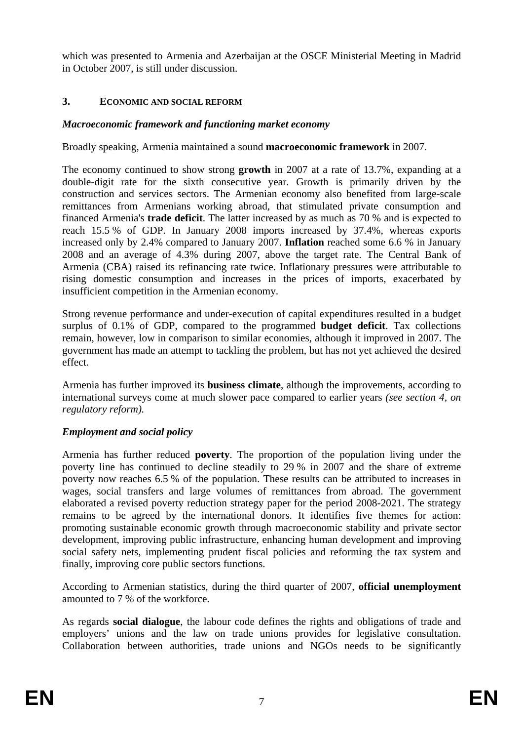which was presented to Armenia and Azerbaijan at the OSCE Ministerial Meeting in Madrid in October 2007, is still under discussion.

## 3. ECONOMIC AND SOCIAL REFORM

### *Macroeconomic framework and functioning market economy*

Broadly speaking, Armenia maintained a sound **macroeconomic framework** in 2007.

The economy continued to show strong **growth** in 2007 at a rate of 13.7%, expanding at a double-digit rate for the sixth consecutive year. Growth is primarily driven by the construction and services sectors. The Armenian economy also benefited from large-scale remittances from Armenians working abroad, that stimulated private consumption and financed Armenia's **trade deficit**. The latter increased by as much as 70 % and is expected to reach 15.5 % of GDP. In January 2008 imports increased by 37.4%, whereas exports increased only by 2.4% compared to January 2007. **Inflation** reached some 6.6 % in January 2008 and an average of 4.3% during 2007, above the target rate. The Central Bank of Armenia (CBA) raised its refinancing rate twice. Inflationary pressures were attributable to rising domestic consumption and increases in the prices of imports, exacerbated by insufficient competition in the Armenian economy.

Strong revenue performance and under-execution of capital expenditures resulted in a budget surplus of 0.1% of GDP, compared to the programmed **budget deficit**. Tax collections remain, however, low in comparison to similar economies, although it improved in 2007. The government has made an attempt to tackling the problem, but has not yet achieved the desired effect.

Armenia has further improved its **business climate**, although the improvements, according to international surveys come at much slower pace compared to earlier years *(see section 4, on regulatory reform).*

### *Employment and social policy*

Armenia has further reduced **poverty**. The proportion of the population living under the poverty line has continued to decline steadily to 29 % in 2007 and the share of extreme poverty now reaches 6.5 % of the population. These results can be attributed to increases in wages, social transfers and large volumes of remittances from abroad. The government elaborated a revised poverty reduction strategy paper for the period 2008-2021. The strategy remains to be agreed by the international donors. It identifies five themes for action: promoting sustainable economic growth through macroeconomic stability and private sector development, improving public infrastructure, enhancing human development and improving social safety nets, implementing prudent fiscal policies and reforming the tax system and finally, improving core public sectors functions.

According to Armenian statistics, during the third quarter of 2007, **official unemployment** amounted to 7 % of the workforce.

As regards **social dialogue**, the labour code defines the rights and obligations of trade and employers' unions and the law on trade unions provides for legislative consultation. Collaboration between authorities, trade unions and NGOs needs to be significantly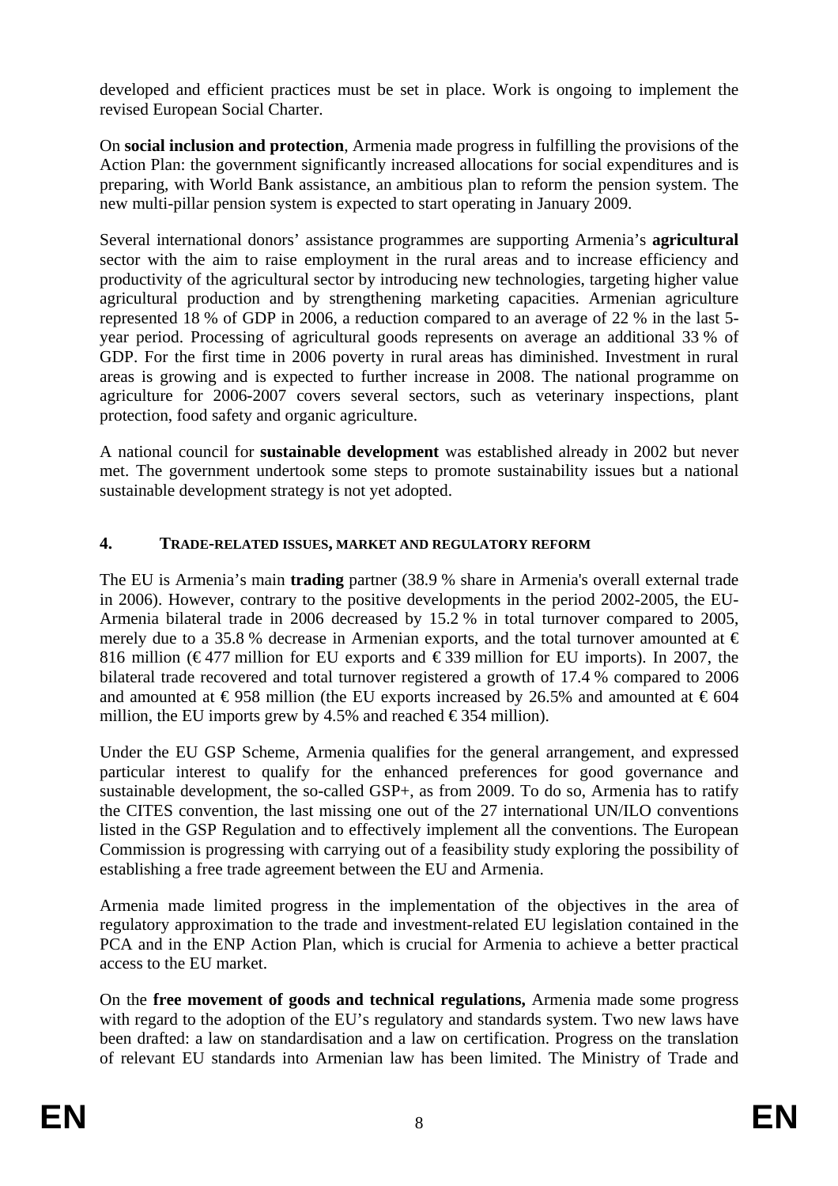developed and efficient practices must be set in place. Work is ongoing to implement the revised European Social Charter.

On **social inclusion and protection**, Armenia made progress in fulfilling the provisions of the Action Plan: the government significantly increased allocations for social expenditures and is preparing, with World Bank assistance, an ambitious plan to reform the pension system. The new multi-pillar pension system is expected to start operating in January 2009.

Several international donors' assistance programmes are supporting Armenia's **agricultural** sector with the aim to raise employment in the rural areas and to increase efficiency and productivity of the agricultural sector by introducing new technologies, targeting higher value agricultural production and by strengthening marketing capacities. Armenian agriculture represented 18 % of GDP in 2006, a reduction compared to an average of 22 % in the last 5-year period. Processing of agricultural goods represents on average an additional 33 % of GDP. For the first time in 2006 poverty in rural areas has diminished. Investment in rural areas is growing and is expected to further increase in 2008. The national programme on agriculture for 2006-2007 covers several sectors, such as veterinary inspections, plant protection, food safety and organic agriculture.

A national council for **sustainable development** was established already in 2002 but never met. The government undertook some steps to promote sustainability issues but a national sustainable development strategy is not yet adopted.

## 4. TRADE-RELATED ISSUES, MARKET AND REGULATORY REFORM

The EU is Armenia's main **trading** partner (38.9 % share in Armenia's overall external trade in 2006). However, contrary to the positive developments in the period 2002-2005, the EU-Armenia bilateral trade in 2006 decreased by 15.2 % in total turnover compared to 2005, merely due to a 35.8 % decrease in Armenian exports, and the total turnover amounted at € 816 million (€ 477 million for EU exports and € 339 million for EU imports). In 2007, the bilateral trade recovered and total turnover registered a growth of 17.4 % compared to 2006 and amounted at € 958 million (the EU exports increased by 26.5% and amounted at € 604 million, the EU imports grew by 4.5% and reached € 354 million).

Under the EU GSP Scheme, Armenia qualifies for the general arrangement, and expressed particular interest to qualify for the enhanced preferences for good governance and sustainable development, the so-called GSP+, as from 2009. To do so, Armenia has to ratify the CITES convention, the last missing one out of the 27 international UN/ILO conventions listed in the GSP Regulation and to effectively implement all the conventions. The European Commission is progressing with carrying out of a feasibility study exploring the possibility of establishing a free trade agreement between the EU and Armenia.

Armenia made limited progress in the implementation of the objectives in the area of regulatory approximation to the trade and investment-related EU legislation contained in the PCA and in the ENP Action Plan, which is crucial for Armenia to achieve a better practical access to the EU market.

On the **free movement of goods and technical regulations,** Armenia made some progress with regard to the adoption of the EU's regulatory and standards system. Two new laws have been drafted: a law on standardisation and a law on certification. Progress on the translation of relevant EU standards into Armenian law has been limited. The Ministry of Trade and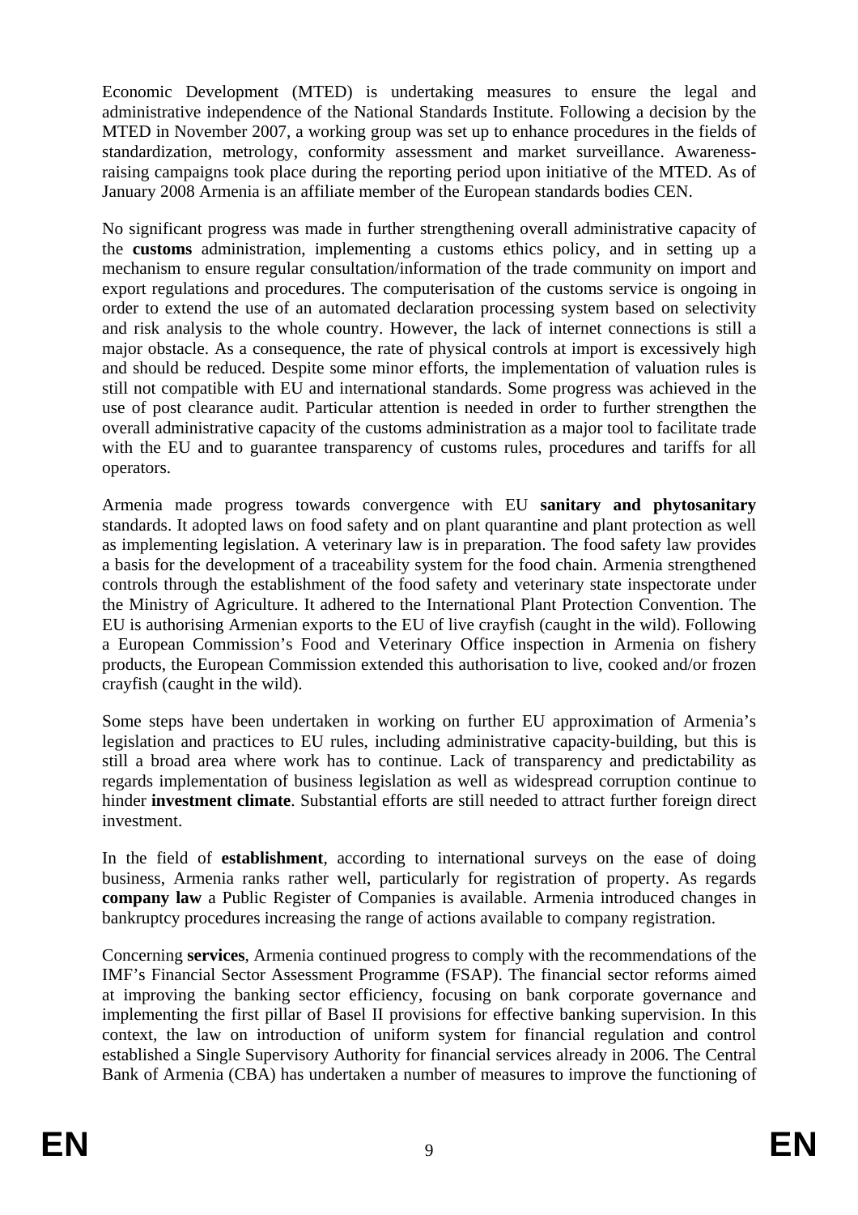Economic Development (MTED) is undertaking measures to ensure the legal and administrative independence of the National Standards Institute. Following a decision by the MTED in November 2007, a working group was set up to enhance procedures in the fields of standardization, metrology, conformity assessment and market surveillance. Awareness-raising campaigns took place during the reporting period upon initiative of the MTED. As of January 2008 Armenia is an affiliate member of the European standards bodies CEN.

No significant progress was made in further strengthening overall administrative capacity of the **customs** administration, implementing a customs ethics policy, and in setting up a mechanism to ensure regular consultation/information of the trade community on import and export regulations and procedures. The computerisation of the customs service is ongoing in order to extend the use of an automated declaration processing system based on selectivity and risk analysis to the whole country. However, the lack of internet connections is still a major obstacle. As a consequence, the rate of physical controls at import is excessively high and should be reduced. Despite some minor efforts, the implementation of valuation rules is still not compatible with EU and international standards. Some progress was achieved in the use of post clearance audit. Particular attention is needed in order to further strengthen the overall administrative capacity of the customs administration as a major tool to facilitate trade with the EU and to guarantee transparency of customs rules, procedures and tariffs for all operators.

Armenia made progress towards convergence with EU **sanitary and phytosanitary** standards. It adopted laws on food safety and on plant quarantine and plant protection as well as implementing legislation. A veterinary law is in preparation. The food safety law provides a basis for the development of a traceability system for the food chain. Armenia strengthened controls through the establishment of the food safety and veterinary state inspectorate under the Ministry of Agriculture. It adhered to the International Plant Protection Convention. The EU is authorising Armenian exports to the EU of live crayfish (caught in the wild). Following a European Commission's Food and Veterinary Office inspection in Armenia on fishery products, the European Commission extended this authorisation to live, cooked and/or frozen crayfish (caught in the wild).

Some steps have been undertaken in working on further EU approximation of Armenia's legislation and practices to EU rules, including administrative capacity-building, but this is still a broad area where work has to continue. Lack of transparency and predictability as regards implementation of business legislation as well as widespread corruption continue to hinder **investment climate**. Substantial efforts are still needed to attract further foreign direct investment.

In the field of **establishment**, according to international surveys on the ease of doing business, Armenia ranks rather well, particularly for registration of property. As regards **company law** a Public Register of Companies is available. Armenia introduced changes in bankruptcy procedures increasing the range of actions available to company registration.

Concerning **services**, Armenia continued progress to comply with the recommendations of the IMF's Financial Sector Assessment Programme (FSAP). The financial sector reforms aimed at improving the banking sector efficiency, focusing on bank corporate governance and implementing the first pillar of Basel II provisions for effective banking supervision. In this context, the law on introduction of uniform system for financial regulation and control established a Single Supervisory Authority for financial services already in 2006. The Central Bank of Armenia (CBA) has undertaken a number of measures to improve the functioning of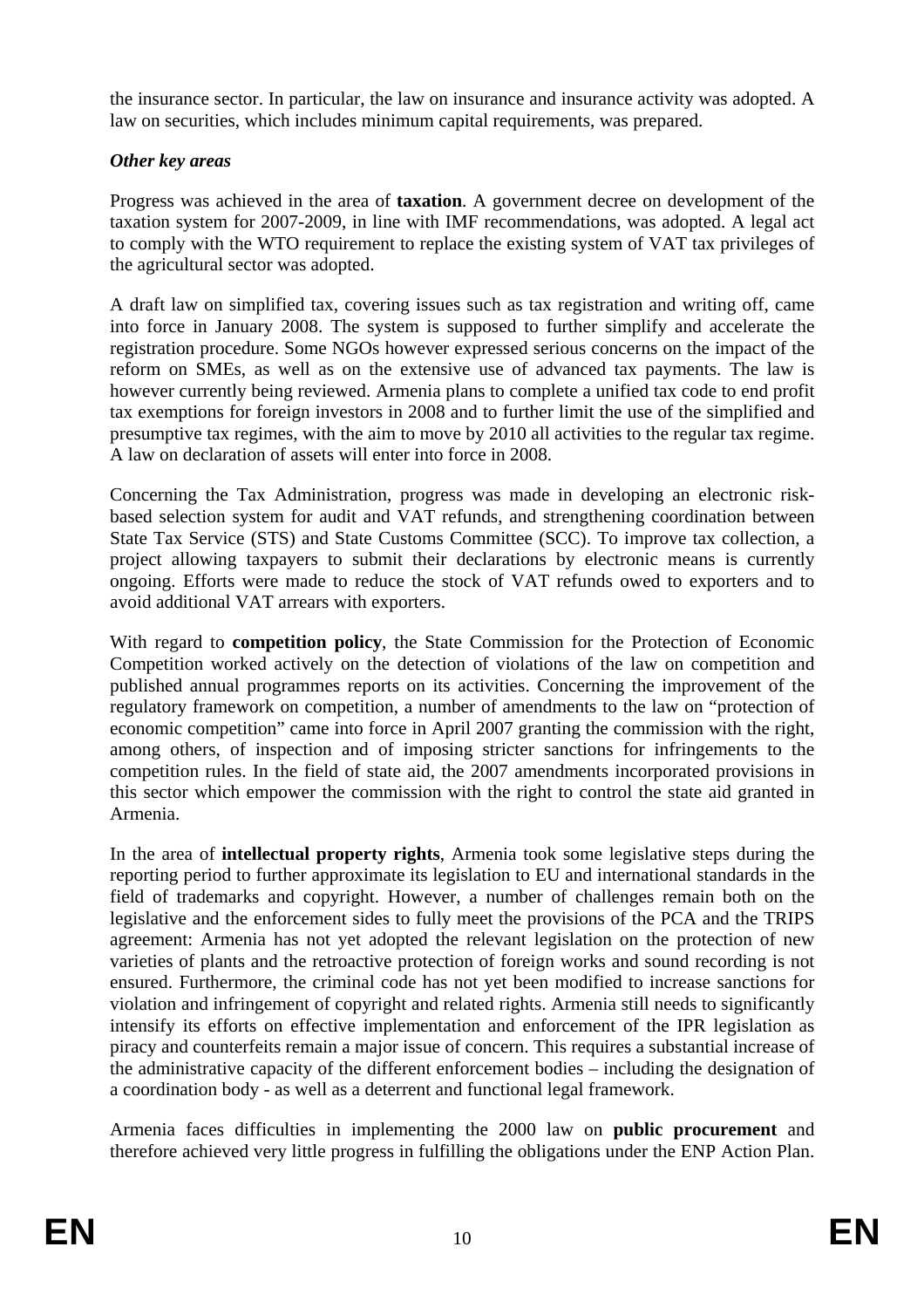the insurance sector. In particular, the law on insurance and insurance activity was adopted. A law on securities, which includes minimum capital requirements, was prepared.

***Other key areas***

Progress was achieved in the area of **taxation**. A government decree on development of the taxation system for 2007-2009, in line with IMF recommendations, was adopted. A legal act to comply with the WTO requirement to replace the existing system of VAT tax privileges of the agricultural sector was adopted.

A draft law on simplified tax, covering issues such as tax registration and writing off, came into force in January 2008. The system is supposed to further simplify and accelerate the registration procedure. Some NGOs however expressed serious concerns on the impact of the reform on SMEs, as well as on the extensive use of advanced tax payments. The law is however currently being reviewed. Armenia plans to complete a unified tax code to end profit tax exemptions for foreign investors in 2008 and to further limit the use of the simplified and presumptive tax regimes, with the aim to move by 2010 all activities to the regular tax regime. A law on declaration of assets will enter into force in 2008.

Concerning the Tax Administration, progress was made in developing an electronic risk-based selection system for audit and VAT refunds, and strengthening coordination between State Tax Service (STS) and State Customs Committee (SCC). To improve tax collection, a project allowing taxpayers to submit their declarations by electronic means is currently ongoing. Efforts were made to reduce the stock of VAT refunds owed to exporters and to avoid additional VAT arrears with exporters.

With regard to **competition policy**, the State Commission for the Protection of Economic Competition worked actively on the detection of violations of the law on competition and published annual programmes reports on its activities. Concerning the improvement of the regulatory framework on competition, a number of amendments to the law on "protection of economic competition" came into force in April 2007 granting the commission with the right, among others, of inspection and of imposing stricter sanctions for infringements to the competition rules. In the field of state aid, the 2007 amendments incorporated provisions in this sector which empower the commission with the right to control the state aid granted in Armenia.

In the area of **intellectual property rights**, Armenia took some legislative steps during the reporting period to further approximate its legislation to EU and international standards in the field of trademarks and copyright. However, a number of challenges remain both on the legislative and the enforcement sides to fully meet the provisions of the PCA and the TRIPS agreement: Armenia has not yet adopted the relevant legislation on the protection of new varieties of plants and the retroactive protection of foreign works and sound recording is not ensured. Furthermore, the criminal code has not yet been modified to increase sanctions for violation and infringement of copyright and related rights. Armenia still needs to significantly intensify its efforts on effective implementation and enforcement of the IPR legislation as piracy and counterfeits remain a major issue of concern. This requires a substantial increase of the administrative capacity of the different enforcement bodies – including the designation of a coordination body - as well as a deterrent and functional legal framework.

Armenia faces difficulties in implementing the 2000 law on **public procurement** and therefore achieved very little progress in fulfilling the obligations under the ENP Action Plan.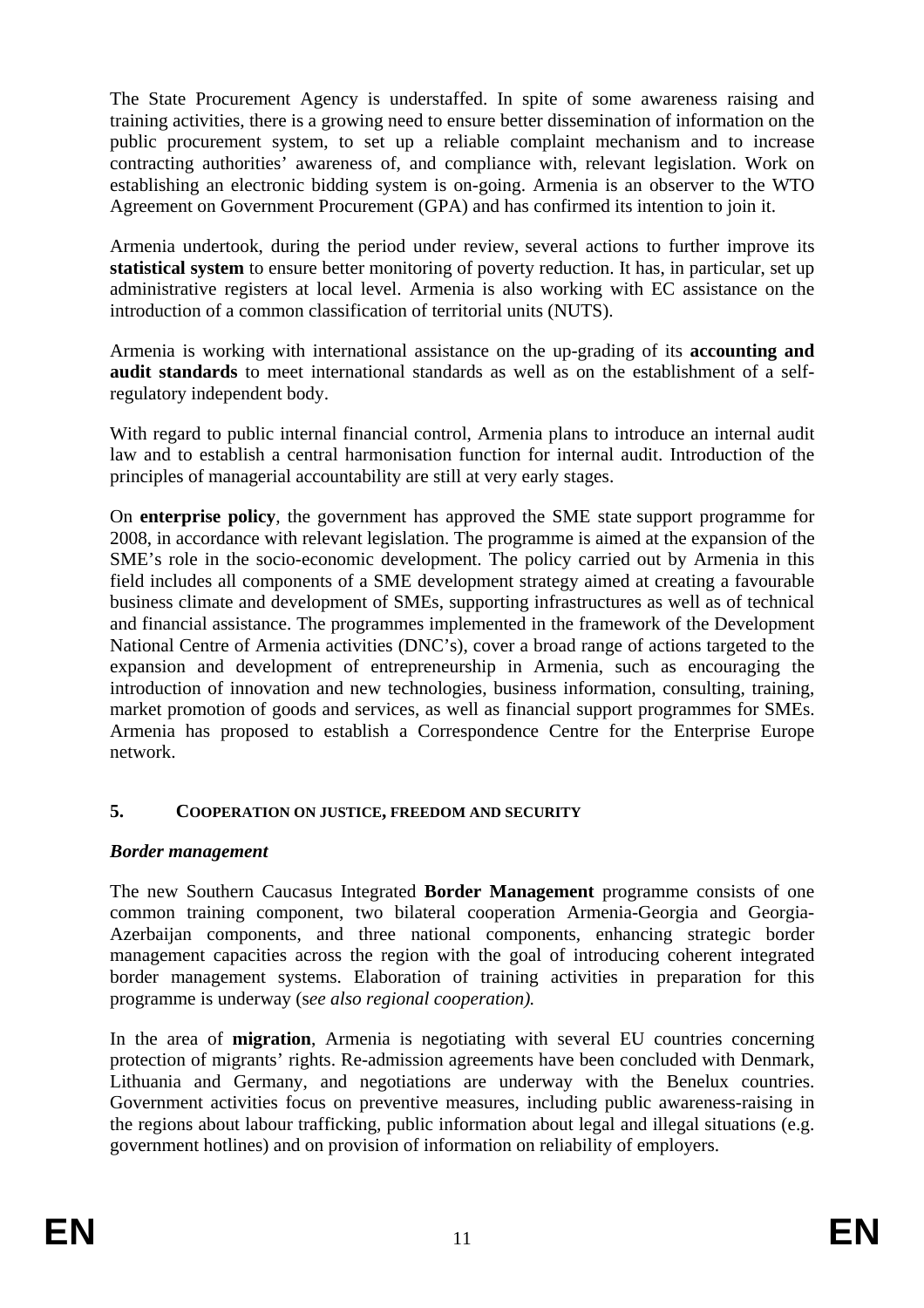The State Procurement Agency is understaffed. In spite of some awareness raising and training activities, there is a growing need to ensure better dissemination of information on the public procurement system, to set up a reliable complaint mechanism and to increase contracting authorities' awareness of, and compliance with, relevant legislation. Work on establishing an electronic bidding system is on-going. Armenia is an observer to the WTO Agreement on Government Procurement (GPA) and has confirmed its intention to join it.

Armenia undertook, during the period under review, several actions to further improve its **statistical system** to ensure better monitoring of poverty reduction. It has, in particular, set up administrative registers at local level. Armenia is also working with EC assistance on the introduction of a common classification of territorial units (NUTS).

Armenia is working with international assistance on the up-grading of its **accounting and audit standards** to meet international standards as well as on the establishment of a self-regulatory independent body.

With regard to public internal financial control, Armenia plans to introduce an internal audit law and to establish a central harmonisation function for internal audit. Introduction of the principles of managerial accountability are still at very early stages.

On **enterprise policy**, the government has approved the SME state support programme for 2008, in accordance with relevant legislation. The programme is aimed at the expansion of the SME's role in the socio-economic development. The policy carried out by Armenia in this field includes all components of a SME development strategy aimed at creating a favourable business climate and development of SMEs, supporting infrastructures as well as of technical and financial assistance. The programmes implemented in the framework of the Development National Centre of Armenia activities (DNC's), cover a broad range of actions targeted to the expansion and development of entrepreneurship in Armenia, such as encouraging the introduction of innovation and new technologies, business information, consulting, training, market promotion of goods and services, as well as financial support programmes for SMEs. Armenia has proposed to establish a Correspondence Centre for the Enterprise Europe network.

## 5. COOPERATION ON JUSTICE, FREEDOM AND SECURITY

### *Border management*

The new Southern Caucasus Integrated **Border Management** programme consists of one common training component, two bilateral cooperation Armenia-Georgia and Georgia-Azerbaijan components, and three national components, enhancing strategic border management capacities across the region with the goal of introducing coherent integrated border management systems. Elaboration of training activities in preparation for this programme is underway (s*ee also regional cooperation).*

In the area of **migration**, Armenia is negotiating with several EU countries concerning protection of migrants' rights. Re-admission agreements have been concluded with Denmark, Lithuania and Germany, and negotiations are underway with the Benelux countries. Government activities focus on preventive measures, including public awareness-raising in the regions about labour trafficking, public information about legal and illegal situations (e.g. government hotlines) and on provision of information on reliability of employers.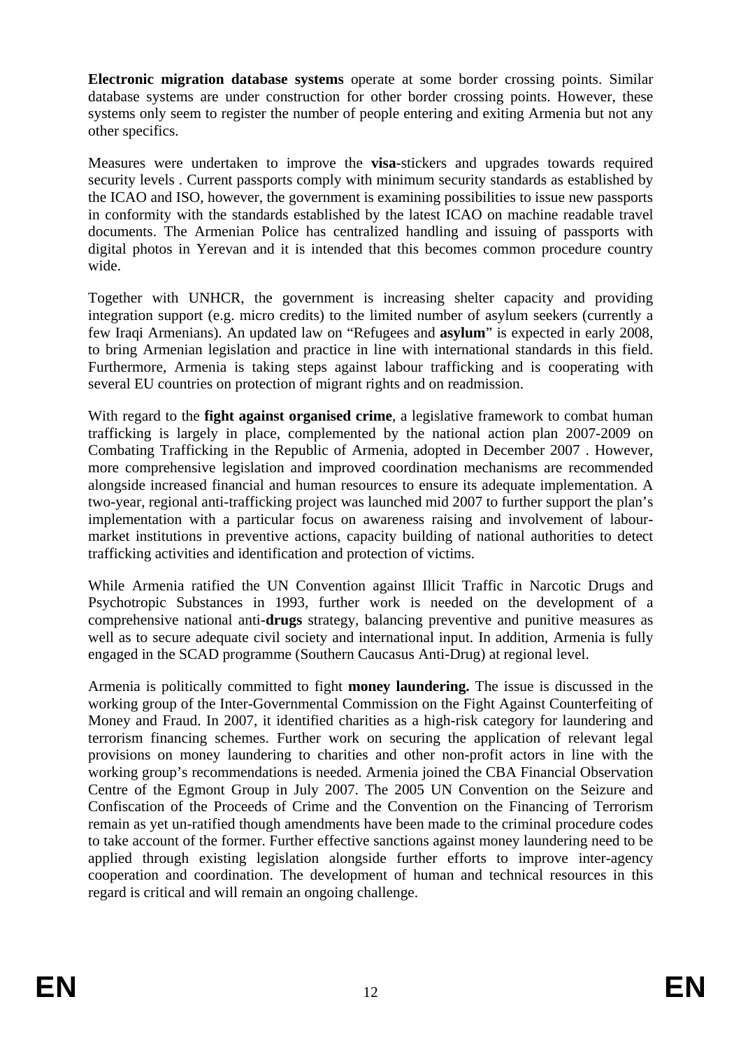**Electronic migration database systems** operate at some border crossing points. Similar database systems are under construction for other border crossing points. However, these systems only seem to register the number of people entering and exiting Armenia but not any other specifics.

Measures were undertaken to improve the **visa**-stickers and upgrades towards required security levels . Current passports comply with minimum security standards as established by the ICAO and ISO, however, the government is examining possibilities to issue new passports in conformity with the standards established by the latest ICAO on machine readable travel documents. The Armenian Police has centralized handling and issuing of passports with digital photos in Yerevan and it is intended that this becomes common procedure country wide.

Together with UNHCR, the government is increasing shelter capacity and providing integration support (e.g. micro credits) to the limited number of asylum seekers (currently a few Iraqi Armenians). An updated law on "Refugees and **asylum**" is expected in early 2008, to bring Armenian legislation and practice in line with international standards in this field. Furthermore, Armenia is taking steps against labour trafficking and is cooperating with several EU countries on protection of migrant rights and on readmission.

With regard to the **fight against organised crime**, a legislative framework to combat human trafficking is largely in place, complemented by the national action plan 2007-2009 on Combating Trafficking in the Republic of Armenia, adopted in December 2007 . However, more comprehensive legislation and improved coordination mechanisms are recommended alongside increased financial and human resources to ensure its adequate implementation. A two-year, regional anti-trafficking project was launched mid 2007 to further support the plan's implementation with a particular focus on awareness raising and involvement of labour-market institutions in preventive actions, capacity building of national authorities to detect trafficking activities and identification and protection of victims.

While Armenia ratified the UN Convention against Illicit Traffic in Narcotic Drugs and Psychotropic Substances in 1993, further work is needed on the development of a comprehensive national anti-**drugs** strategy, balancing preventive and punitive measures as well as to secure adequate civil society and international input. In addition, Armenia is fully engaged in the SCAD programme (Southern Caucasus Anti-Drug) at regional level.

Armenia is politically committed to fight **money laundering.** The issue is discussed in the working group of the Inter-Governmental Commission on the Fight Against Counterfeiting of Money and Fraud. In 2007, it identified charities as a high-risk category for laundering and terrorism financing schemes. Further work on securing the application of relevant legal provisions on money laundering to charities and other non-profit actors in line with the working group's recommendations is needed. Armenia joined the CBA Financial Observation Centre of the Egmont Group in July 2007. The 2005 UN Convention on the Seizure and Confiscation of the Proceeds of Crime and the Convention on the Financing of Terrorism remain as yet un-ratified though amendments have been made to the criminal procedure codes to take account of the former. Further effective sanctions against money laundering need to be applied through existing legislation alongside further efforts to improve inter-agency cooperation and coordination. The development of human and technical resources in this regard is critical and will remain an ongoing challenge.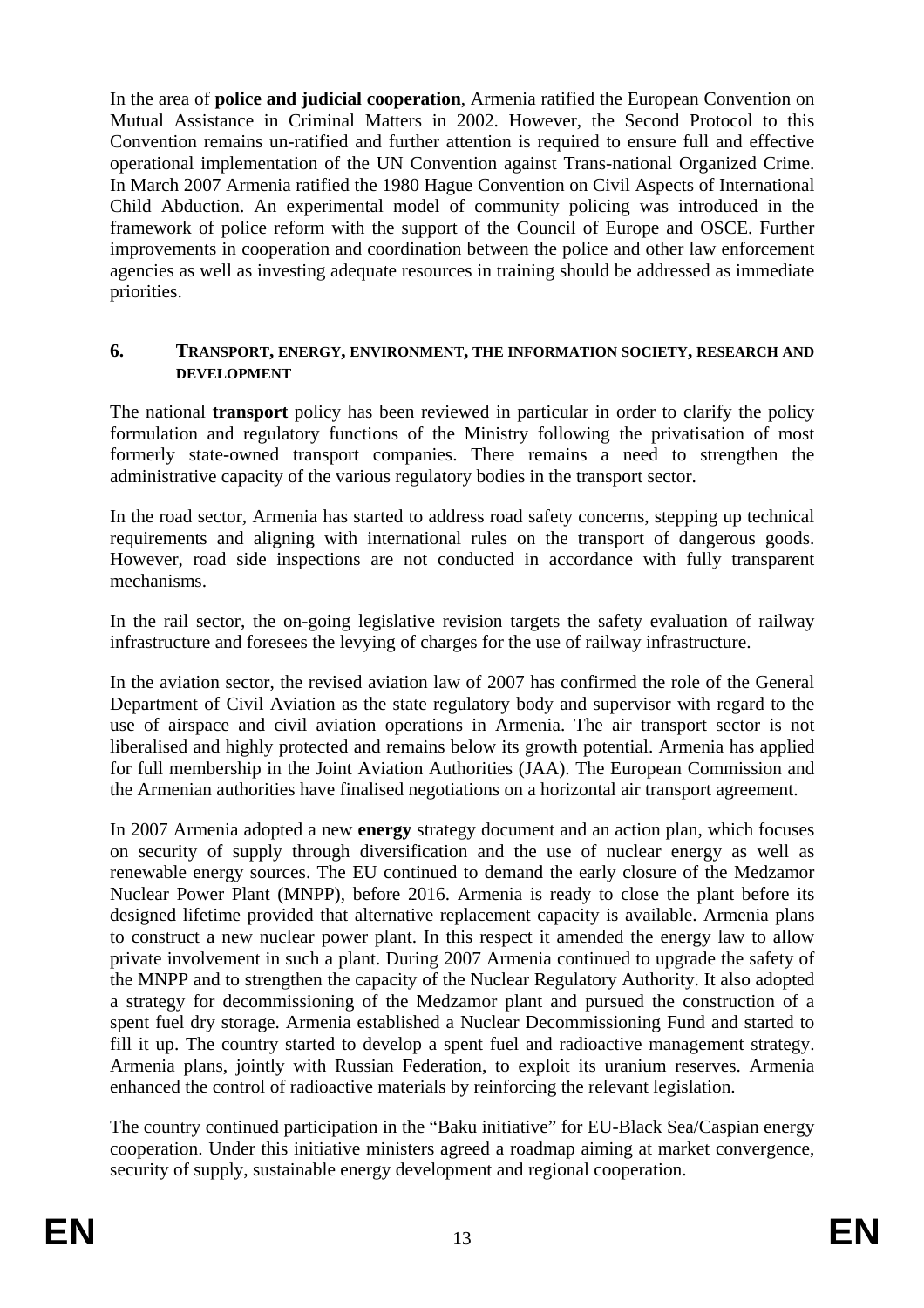In the area of **police and judicial cooperation**, Armenia ratified the European Convention on Mutual Assistance in Criminal Matters in 2002. However, the Second Protocol to this Convention remains un-ratified and further attention is required to ensure full and effective operational implementation of the UN Convention against Trans-national Organized Crime. In March 2007 Armenia ratified the 1980 Hague Convention on Civil Aspects of International Child Abduction. An experimental model of community policing was introduced in the framework of police reform with the support of the Council of Europe and OSCE. Further improvements in cooperation and coordination between the police and other law enforcement agencies as well as investing adequate resources in training should be addressed as immediate priorities.

## 6. TRANSPORT, ENERGY, ENVIRONMENT, THE INFORMATION SOCIETY, RESEARCH AND DEVELOPMENT

The national **transport** policy has been reviewed in particular in order to clarify the policy formulation and regulatory functions of the Ministry following the privatisation of most formerly state-owned transport companies. There remains a need to strengthen the administrative capacity of the various regulatory bodies in the transport sector.

In the road sector, Armenia has started to address road safety concerns, stepping up technical requirements and aligning with international rules on the transport of dangerous goods. However, road side inspections are not conducted in accordance with fully transparent mechanisms.

In the rail sector, the on-going legislative revision targets the safety evaluation of railway infrastructure and foresees the levying of charges for the use of railway infrastructure.

In the aviation sector, the revised aviation law of 2007 has confirmed the role of the General Department of Civil Aviation as the state regulatory body and supervisor with regard to the use of airspace and civil aviation operations in Armenia. The air transport sector is not liberalised and highly protected and remains below its growth potential. Armenia has applied for full membership in the Joint Aviation Authorities (JAA). The European Commission and the Armenian authorities have finalised negotiations on a horizontal air transport agreement.

In 2007 Armenia adopted a new **energy** strategy document and an action plan, which focuses on security of supply through diversification and the use of nuclear energy as well as renewable energy sources. The EU continued to demand the early closure of the Medzamor Nuclear Power Plant (MNPP), before 2016. Armenia is ready to close the plant before its designed lifetime provided that alternative replacement capacity is available. Armenia plans to construct a new nuclear power plant. In this respect it amended the energy law to allow private involvement in such a plant. During 2007 Armenia continued to upgrade the safety of the MNPP and to strengthen the capacity of the Nuclear Regulatory Authority. It also adopted a strategy for decommissioning of the Medzamor plant and pursued the construction of a spent fuel dry storage. Armenia established a Nuclear Decommissioning Fund and started to fill it up. The country started to develop a spent fuel and radioactive management strategy. Armenia plans, jointly with Russian Federation, to exploit its uranium reserves. Armenia enhanced the control of radioactive materials by reinforcing the relevant legislation.

The country continued participation in the "Baku initiative" for EU-Black Sea/Caspian energy cooperation. Under this initiative ministers agreed a roadmap aiming at market convergence, security of supply, sustainable energy development and regional cooperation.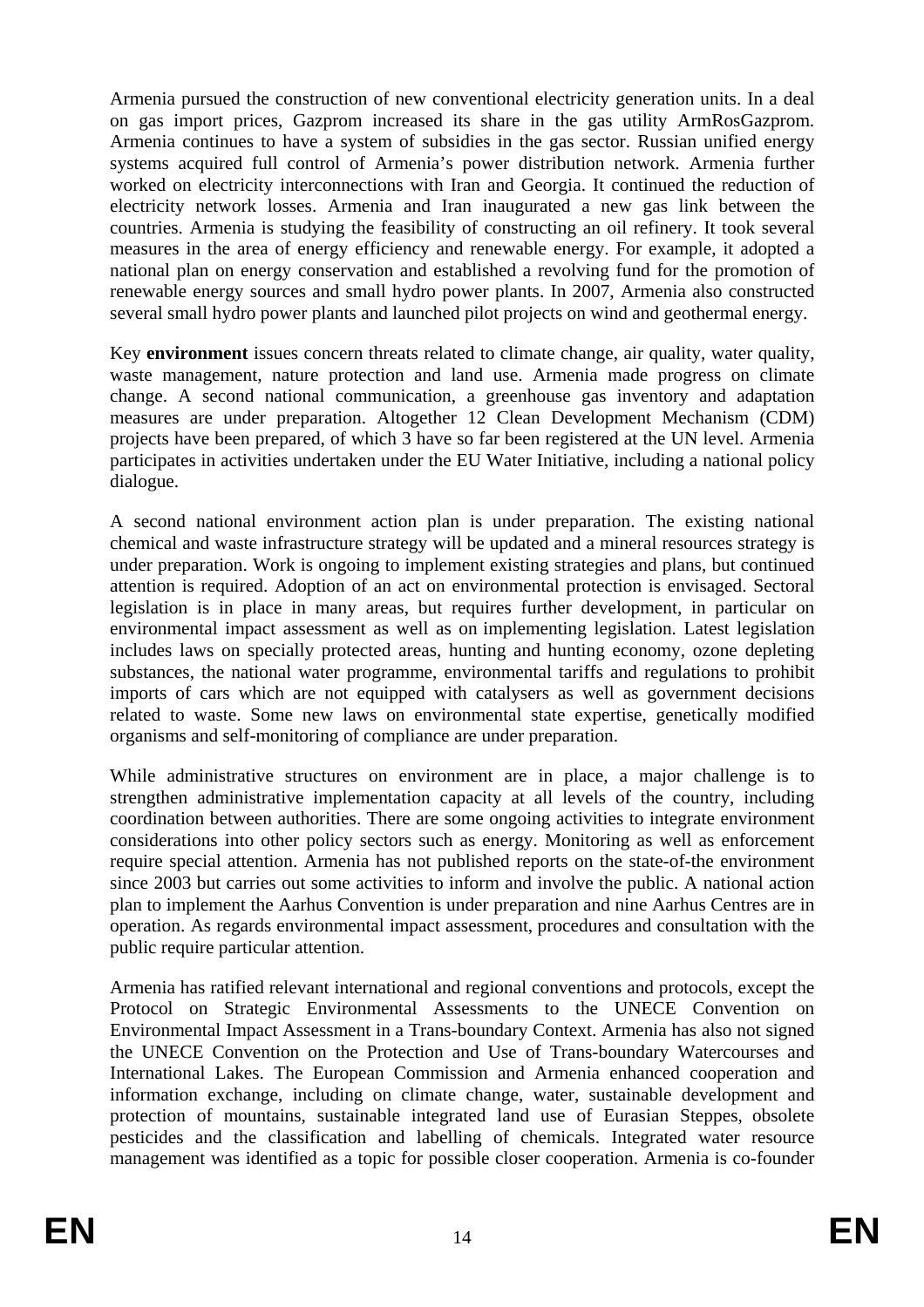Armenia pursued the construction of new conventional electricity generation units. In a deal on gas import prices, Gazprom increased its share in the gas utility ArmRosGazprom. Armenia continues to have a system of subsidies in the gas sector. Russian unified energy systems acquired full control of Armenia's power distribution network. Armenia further worked on electricity interconnections with Iran and Georgia. It continued the reduction of electricity network losses. Armenia and Iran inaugurated a new gas link between the countries. Armenia is studying the feasibility of constructing an oil refinery. It took several measures in the area of energy efficiency and renewable energy. For example, it adopted a national plan on energy conservation and established a revolving fund for the promotion of renewable energy sources and small hydro power plants. In 2007, Armenia also constructed several small hydro power plants and launched pilot projects on wind and geothermal energy.

Key **environment** issues concern threats related to climate change, air quality, water quality, waste management, nature protection and land use. Armenia made progress on climate change. A second national communication, a greenhouse gas inventory and adaptation measures are under preparation. Altogether 12 Clean Development Mechanism (CDM) projects have been prepared, of which 3 have so far been registered at the UN level. Armenia participates in activities undertaken under the EU Water Initiative, including a national policy dialogue.

A second national environment action plan is under preparation. The existing national chemical and waste infrastructure strategy will be updated and a mineral resources strategy is under preparation. Work is ongoing to implement existing strategies and plans, but continued attention is required. Adoption of an act on environmental protection is envisaged. Sectoral legislation is in place in many areas, but requires further development, in particular on environmental impact assessment as well as on implementing legislation. Latest legislation includes laws on specially protected areas, hunting and hunting economy, ozone depleting substances, the national water programme, environmental tariffs and regulations to prohibit imports of cars which are not equipped with catalysers as well as government decisions related to waste. Some new laws on environmental state expertise, genetically modified organisms and self-monitoring of compliance are under preparation.

While administrative structures on environment are in place, a major challenge is to strengthen administrative implementation capacity at all levels of the country, including coordination between authorities. There are some ongoing activities to integrate environment considerations into other policy sectors such as energy. Monitoring as well as enforcement require special attention. Armenia has not published reports on the state-of-the environment since 2003 but carries out some activities to inform and involve the public. A national action plan to implement the Aarhus Convention is under preparation and nine Aarhus Centres are in operation. As regards environmental impact assessment, procedures and consultation with the public require particular attention.

Armenia has ratified relevant international and regional conventions and protocols, except the Protocol on Strategic Environmental Assessments to the UNECE Convention on Environmental Impact Assessment in a Trans-boundary Context. Armenia has also not signed the UNECE Convention on the Protection and Use of Trans-boundary Watercourses and International Lakes. The European Commission and Armenia enhanced cooperation and information exchange, including on climate change, water, sustainable development and protection of mountains, sustainable integrated land use of Eurasian Steppes, obsolete pesticides and the classification and labelling of chemicals. Integrated water resource management was identified as a topic for possible closer cooperation. Armenia is co-founder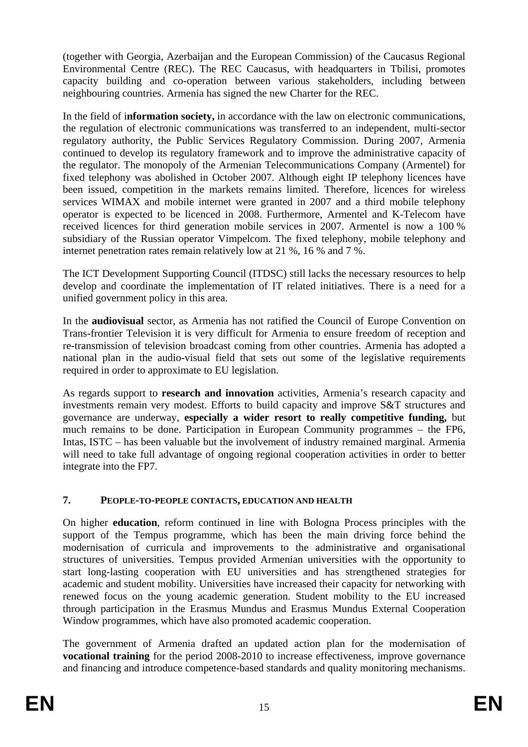(together with Georgia, Azerbaijan and the European Commission) of the Caucasus Regional Environmental Centre (REC). The REC Caucasus, with headquarters in Tbilisi, promotes capacity building and co-operation between various stakeholders, including between neighbouring countries. Armenia has signed the new Charter for the REC.

In the field of i**nformation society,** in accordance with the law on electronic communications, the regulation of electronic communications was transferred to an independent, multi-sector regulatory authority, the Public Services Regulatory Commission. During 2007, Armenia continued to develop its regulatory framework and to improve the administrative capacity of the regulator. The monopoly of the Armenian Telecommunications Company (Armentel) for fixed telephony was abolished in October 2007. Although eight IP telephony licences have been issued, competition in the markets remains limited. Therefore, licences for wireless services WIMAX and mobile internet were granted in 2007 and a third mobile telephony operator is expected to be licenced in 2008. Furthermore, Armentel and K-Telecom have received licences for third generation mobile services in 2007. Armentel is now a 100 % subsidiary of the Russian operator Vimpelcom. The fixed telephony, mobile telephony and internet penetration rates remain relatively low at 21 %, 16 % and 7 %.

The ICT Development Supporting Council (ITDSC) still lacks the necessary resources to help develop and coordinate the implementation of IT related initiatives. There is a need for a unified government policy in this area.

In the **audiovisual** sector, as Armenia has not ratified the Council of Europe Convention on Trans-frontier Television it is very difficult for Armenia to ensure freedom of reception and re-transmission of television broadcast coming from other countries. Armenia has adopted a national plan in the audio-visual field that sets out some of the legislative requirements required in order to approximate to EU legislation.

As regards support to **research and innovation** activities, Armenia's research capacity and investments remain very modest. Efforts to build capacity and improve S&T structures and governance are underway, **especially a wider resort to really competitive funding,** but much remains to be done. Participation in European Community programmes – the FP6, Intas, ISTC – has been valuable but the involvement of industry remained marginal. Armenia will need to take full advantage of ongoing regional cooperation activities in order to better integrate into the FP7.

## 7. PEOPLE-TO-PEOPLE CONTACTS, EDUCATION AND HEALTH

On higher **education**, reform continued in line with Bologna Process principles with the support of the Tempus programme, which has been the main driving force behind the modernisation of curricula and improvements to the administrative and organisational structures of universities. Tempus provided Armenian universities with the opportunity to start long-lasting cooperation with EU universities and has strengthened strategies for academic and student mobility. Universities have increased their capacity for networking with renewed focus on the young academic generation. Student mobility to the EU increased through participation in the Erasmus Mundus and Erasmus Mundus External Cooperation Window programmes, which have also promoted academic cooperation.

The government of Armenia drafted an updated action plan for the modernisation of **vocational training** for the period 2008-2010 to increase effectiveness, improve governance and financing and introduce competence-based standards and quality monitoring mechanisms.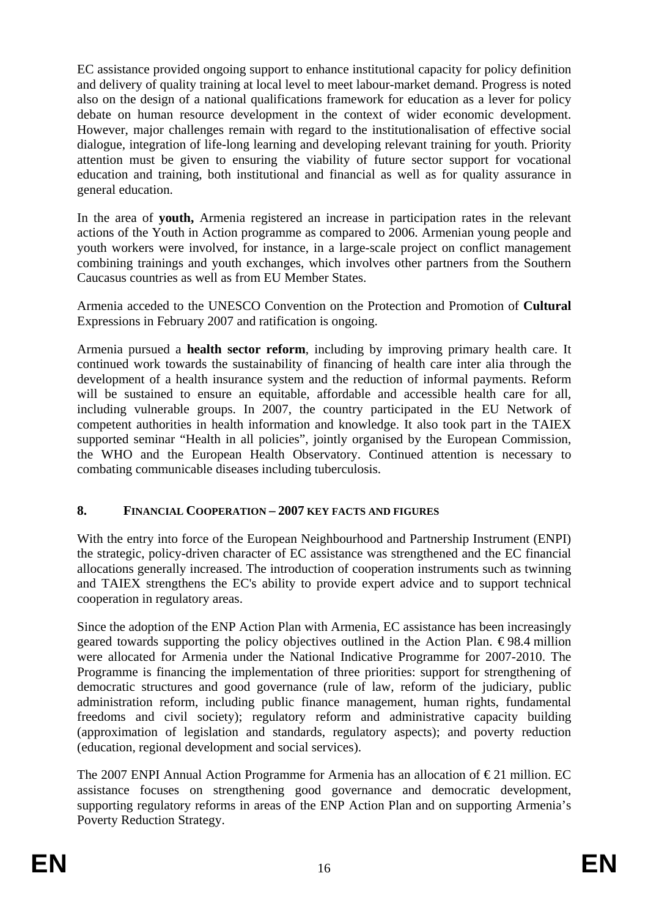EC assistance provided ongoing support to enhance institutional capacity for policy definition and delivery of quality training at local level to meet labour-market demand. Progress is noted also on the design of a national qualifications framework for education as a lever for policy debate on human resource development in the context of wider economic development. However, major challenges remain with regard to the institutionalisation of effective social dialogue, integration of life-long learning and developing relevant training for youth. Priority attention must be given to ensuring the viability of future sector support for vocational education and training, both institutional and financial as well as for quality assurance in general education.

In the area of **youth,** Armenia registered an increase in participation rates in the relevant actions of the Youth in Action programme as compared to 2006. Armenian young people and youth workers were involved, for instance, in a large-scale project on conflict management combining trainings and youth exchanges, which involves other partners from the Southern Caucasus countries as well as from EU Member States.

Armenia acceded to the UNESCO Convention on the Protection and Promotion of **Cultural** Expressions in February 2007 and ratification is ongoing.

Armenia pursued a **health sector reform**, including by improving primary health care. It continued work towards the sustainability of financing of health care inter alia through the development of a health insurance system and the reduction of informal payments. Reform will be sustained to ensure an equitable, affordable and accessible health care for all, including vulnerable groups. In 2007, the country participated in the EU Network of competent authorities in health information and knowledge. It also took part in the TAIEX supported seminar "Health in all policies", jointly organised by the European Commission, the WHO and the European Health Observatory. Continued attention is necessary to combating communicable diseases including tuberculosis.

## 8. FINANCIAL COOPERATION – 2007 KEY FACTS AND FIGURES

With the entry into force of the European Neighbourhood and Partnership Instrument (ENPI) the strategic, policy-driven character of EC assistance was strengthened and the EC financial allocations generally increased. The introduction of cooperation instruments such as twinning and TAIEX strengthens the EC's ability to provide expert advice and to support technical cooperation in regulatory areas.

Since the adoption of the ENP Action Plan with Armenia, EC assistance has been increasingly geared towards supporting the policy objectives outlined in the Action Plan. € 98.4 million were allocated for Armenia under the National Indicative Programme for 2007-2010. The Programme is financing the implementation of three priorities: support for strengthening of democratic structures and good governance (rule of law, reform of the judiciary, public administration reform, including public finance management, human rights, fundamental freedoms and civil society); regulatory reform and administrative capacity building (approximation of legislation and standards, regulatory aspects); and poverty reduction (education, regional development and social services).

The 2007 ENPI Annual Action Programme for Armenia has an allocation of € 21 million. EC assistance focuses on strengthening good governance and democratic development, supporting regulatory reforms in areas of the ENP Action Plan and on supporting Armenia's Poverty Reduction Strategy.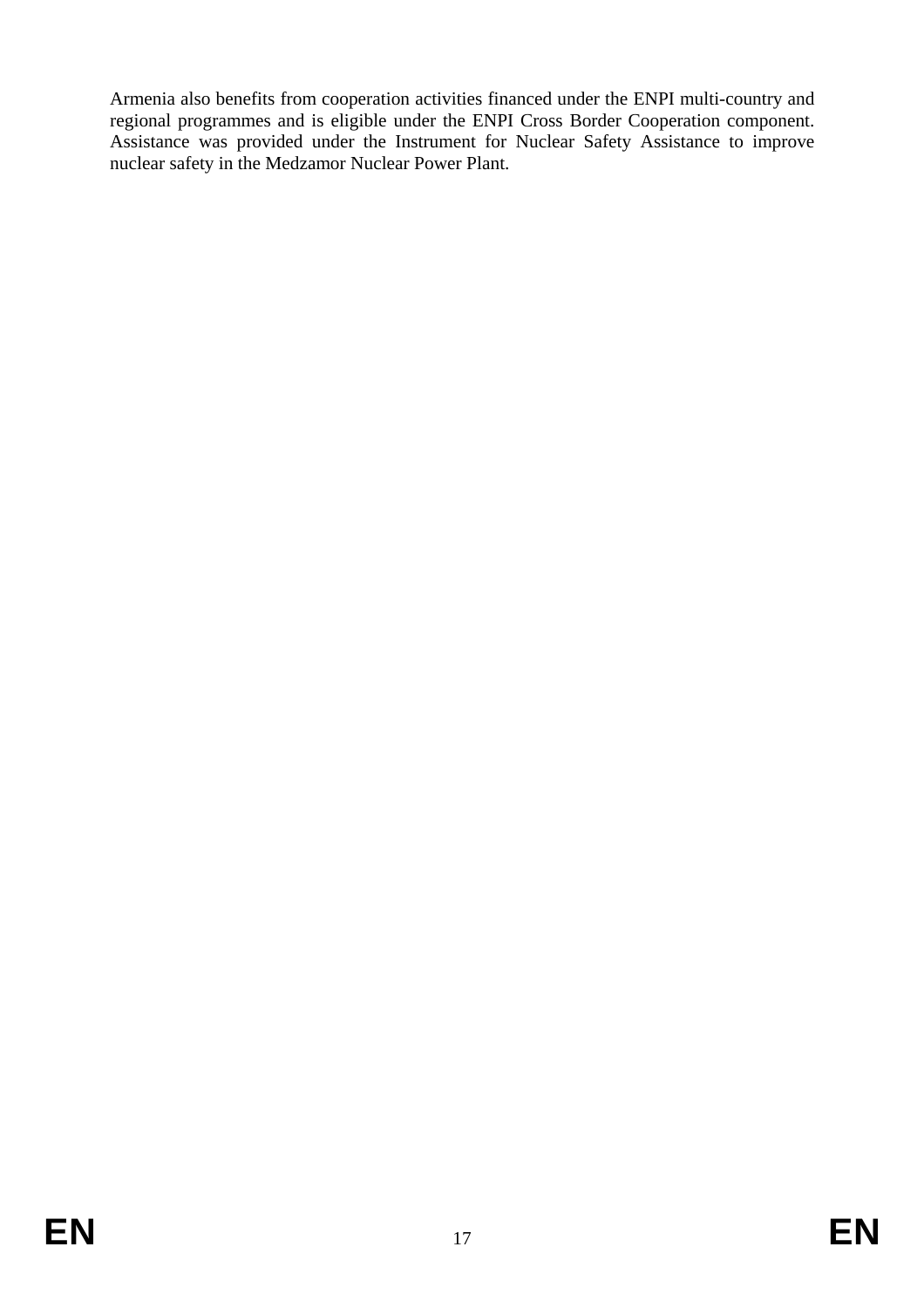Armenia also benefits from cooperation activities financed under the ENPI multi-country and regional programmes and is eligible under the ENPI Cross Border Cooperation component. Assistance was provided under the Instrument for Nuclear Safety Assistance to improve nuclear safety in the Medzamor Nuclear Power Plant.